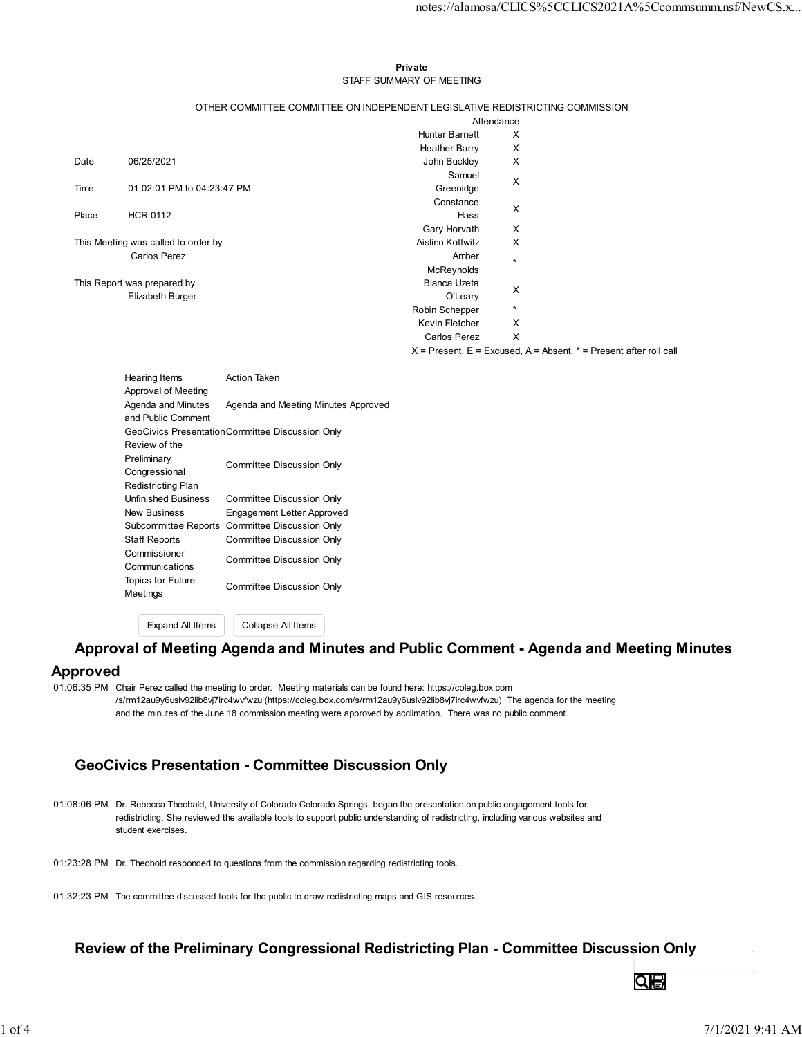**Private**

STAFF SUMMARY OF MEETING

OTHER COMMITTEE COMMITTEE ON INDEPENDENT LEGISLATIVE REDISTRICTING COMMISSION

| | |
|---|---|
| Date | 06/25/2021 |
| Time | 01:02:01 PM to 04:23:47 PM |
| Place | HCR 0112 |

This Meeting was called to order by
Carlos Perez

This Report was prepared by
Elizabeth Burger

| Attendance | |
|---|---|
| Hunter Barnett | X |
| Heather Barry | X |
| John Buckley | X |
| Samuel Greenidge | X |
| Constance Hass | X |
| Gary Horvath | X |
| Aislinn Kottwitz | X |
| Amber McReynolds | * |
| Blanca Uzeta O'Leary | X |
| Robin Schepper | * |
| Kevin Fletcher | X |
| Carlos Perez | X |

X = Present, E = Excused, A = Absent, * = Present after roll call

| Hearing Items | Action Taken |
|---|---|
| Approval of Meeting Agenda and Minutes and Public Comment | Agenda and Meeting Minutes Approved |
| GeoCivics Presentation | Committee Discussion Only |
| Review of the Preliminary Congressional Redistricting Plan | Committee Discussion Only |
| Unfinished Business | Committee Discussion Only |
| New Business | Engagement Letter Approved |
| Subcommittee Reports | Committee Discussion Only |
| Staff Reports | Committee Discussion Only |
| Commissioner Communications | Committee Discussion Only |
| Topics for Future Meetings | Committee Discussion Only |

## Approval of Meeting Agenda and Minutes and Public Comment - Agenda and Meeting Minutes Approved

01:06:35 PM Chair Perez called the meeting to order. Meeting materials can be found here: https://coleg.box.com/s/rm12au9y6uslv92lib8vj7irc4wvfwzu (https://coleg.box.com/s/rm12au9y6uslv92lib8vj7irc4wvfwzu) The agenda for the meeting and the minutes of the June 18 commission meeting were approved by acclimation. There was no public comment.

## GeoCivics Presentation - Committee Discussion Only

01:08:06 PM Dr. Rebecca Theobald, University of Colorado Colorado Springs, began the presentation on public engagement tools for redistricting. She reviewed the available tools to support public understanding of redistricting, including various websites and student exercises.

01:23:28 PM Dr. Theobold responded to questions from the commission regarding redistricting tools.

01:32:23 PM The committee discussed tools for the public to draw redistricting maps and GIS resources.

## Review of the Preliminary Congressional Redistricting Plan - Committee Discussion Only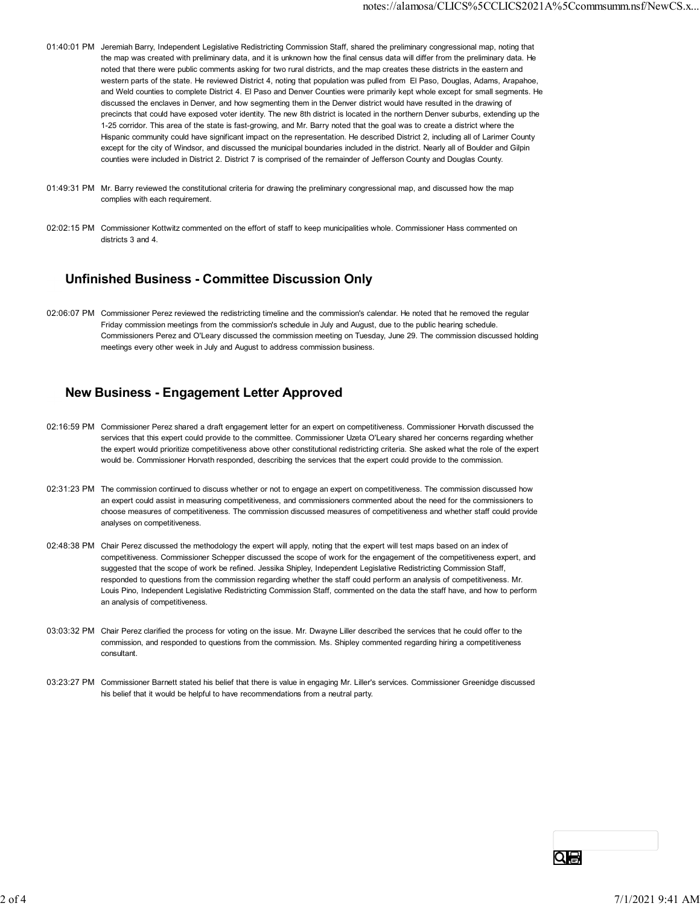01:40:01 PM Jeremiah Barry, Independent Legislative Redistricting Commission Staff, shared the preliminary congressional map, noting that the map was created with preliminary data, and it is unknown how the final census data will differ from the preliminary data. He noted that there were public comments asking for two rural districts, and the map creates these districts in the eastern and western parts of the state. He reviewed District 4, noting that population was pulled from El Paso, Douglas, Adams, Arapahoe, and Weld counties to complete District 4. El Paso and Denver Counties were primarily kept whole except for small segments. He discussed the enclaves in Denver, and how segmenting them in the Denver district would have resulted in the drawing of precincts that could have exposed voter identity. The new 8th district is located in the northern Denver suburbs, extending up the 1-25 corridor. This area of the state is fast-growing, and Mr. Barry noted that the goal was to create a district where the Hispanic community could have significant impact on the representation. He described District 2, including all of Larimer County except for the city of Windsor, and discussed the municipal boundaries included in the district. Nearly all of Boulder and Gilpin counties were included in District 2. District 7 is comprised of the remainder of Jefferson County and Douglas County.

01:49:31 PM Mr. Barry reviewed the constitutional criteria for drawing the preliminary congressional map, and discussed how the map complies with each requirement.

02:02:15 PM Commissioner Kottwitz commented on the effort of staff to keep municipalities whole. Commissioner Hass commented on districts 3 and 4.

## Unfinished Business - Committee Discussion Only

02:06:07 PM Commissioner Perez reviewed the redistricting timeline and the commission's calendar. He noted that he removed the regular Friday commission meetings from the commission's schedule in July and August, due to the public hearing schedule. Commissioners Perez and O'Leary discussed the commission meeting on Tuesday, June 29. The commission discussed holding meetings every other week in July and August to address commission business.

## New Business - Engagement Letter Approved

02:16:59 PM Commissioner Perez shared a draft engagement letter for an expert on competitiveness. Commissioner Horvath discussed the services that this expert could provide to the committee. Commissioner Uzeta O'Leary shared her concerns regarding whether the expert would prioritize competitiveness above other constitutional redistricting criteria. She asked what the role of the expert would be. Commissioner Horvath responded, describing the services that the expert could provide to the commission.

02:31:23 PM The commission continued to discuss whether or not to engage an expert on competitiveness. The commission discussed how an expert could assist in measuring competitiveness, and commissioners commented about the need for the commissioners to choose measures of competitiveness. The commission discussed measures of competitiveness and whether staff could provide analyses on competitiveness.

02:48:38 PM Chair Perez discussed the methodology the expert will apply, noting that the expert will test maps based on an index of competitiveness. Commissioner Schepper discussed the scope of work for the engagement of the competitiveness expert, and suggested that the scope of work be refined. Jessika Shipley, Independent Legislative Redistricting Commission Staff, responded to questions from the commission regarding whether the staff could perform an analysis of competitiveness. Mr. Louis Pino, Independent Legislative Redistricting Commission Staff, commented on the data the staff have, and how to perform an analysis of competitiveness.

03:03:32 PM Chair Perez clarified the process for voting on the issue. Mr. Dwayne Liller described the services that he could offer to the commission, and responded to questions from the commission. Ms. Shipley commented regarding hiring a competitiveness consultant.

03:23:27 PM Commissioner Barnett stated his belief that there is value in engaging Mr. Liller's services. Commissioner Greenidge discussed his belief that it would be helpful to have recommendations from a neutral party.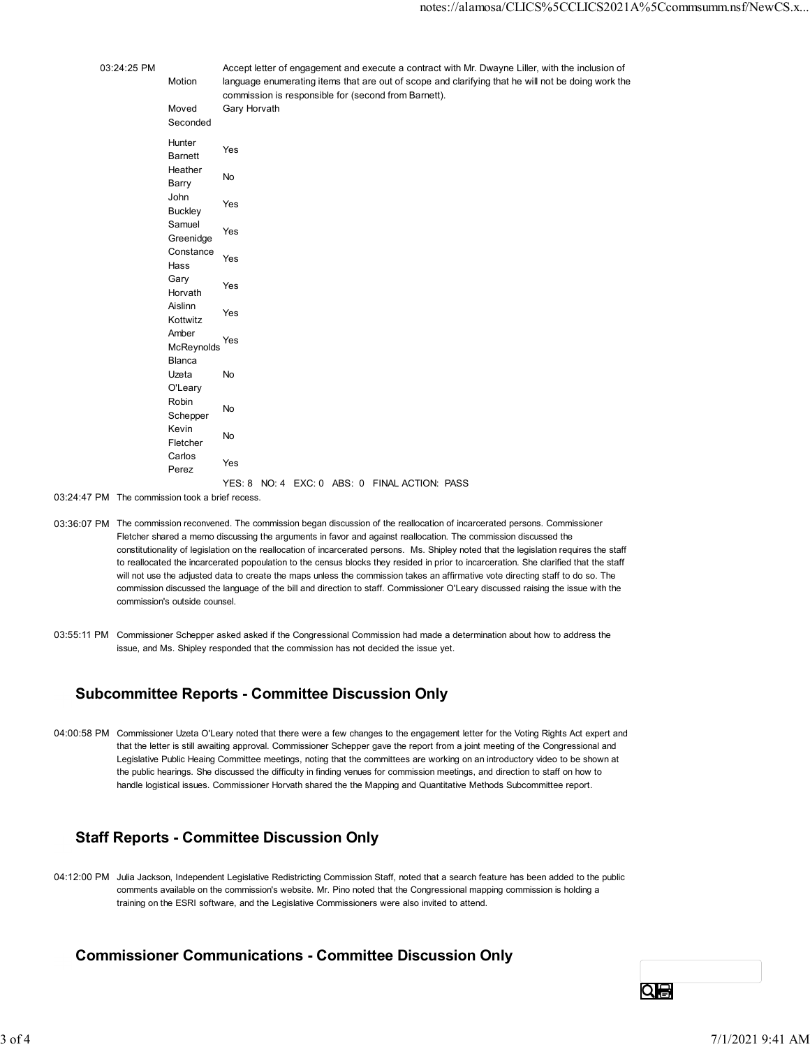03:24:25 PM

| | |
|---|---|
| Motion | Accept letter of engagement and execute a contract with Mr. Dwayne Liller, with the inclusion of language enumerating items that are out of scope and clarifying that he will not be doing work the commission is responsible for (second from Barnett). |
| Moved | Gary Horvath |
| Seconded | |
| Hunter Barnett | Yes |
| Heather Barry | No |
| John Buckley | Yes |
| Samuel Greenidge | Yes |
| Constance Hass | Yes |
| Gary Horvath | Yes |
| Aislinn Kottwitz | Yes |
| Amber McReynolds | Yes |
| Blanca Uzeta O'Leary | No |
| Robin Schepper | No |
| Kevin Fletcher | No |
| Carlos Perez | Yes |
| | YES: 8 NO: 4 EXC: 0 ABS: 0 FINAL ACTION: PASS |

03:24:47 PM The commission took a brief recess.

03:36:07 PM The commission reconvened. The commission began discussion of the reallocation of incarcerated persons. Commissioner Fletcher shared a memo discussing the arguments in favor and against reallocation. The commission discussed the constitutionality of legislation on the reallocation of incarcerated persons. Ms. Shipley noted that the legislation requires the staff to reallocated the incarcerated popoulation to the census blocks they resided in prior to incarceration. She clarified that the staff will not use the adjusted data to create the maps unless the commission takes an affirmative vote directing staff to do so. The commission discussed the language of the bill and direction to staff. Commissioner O'Leary discussed raising the issue with the commission's outside counsel.

03:55:11 PM Commissioner Schepper asked asked if the Congressional Commission had made a determination about how to address the issue, and Ms. Shipley responded that the commission has not decided the issue yet.

## Subcommittee Reports - Committee Discussion Only

04:00:58 PM Commissioner Uzeta O'Leary noted that there were a few changes to the engagement letter for the Voting Rights Act expert and that the letter is still awaiting approval. Commissioner Schepper gave the report from a joint meeting of the Congressional and Legislative Public Heaing Committee meetings, noting that the committees are working on an introductory video to be shown at the public hearings. She discussed the difficulty in finding venues for commission meetings, and direction to staff on how to handle logistical issues. Commissioner Horvath shared the the Mapping and Quantitative Methods Subcommittee report.

## Staff Reports - Committee Discussion Only

04:12:00 PM Julia Jackson, Independent Legislative Redistricting Commission Staff, noted that a search feature has been added to the public comments available on the commission's website. Mr. Pino noted that the Congressional mapping commission is holding a training on the ESRI software, and the Legislative Commissioners were also invited to attend.

## Commissioner Communications - Committee Discussion Only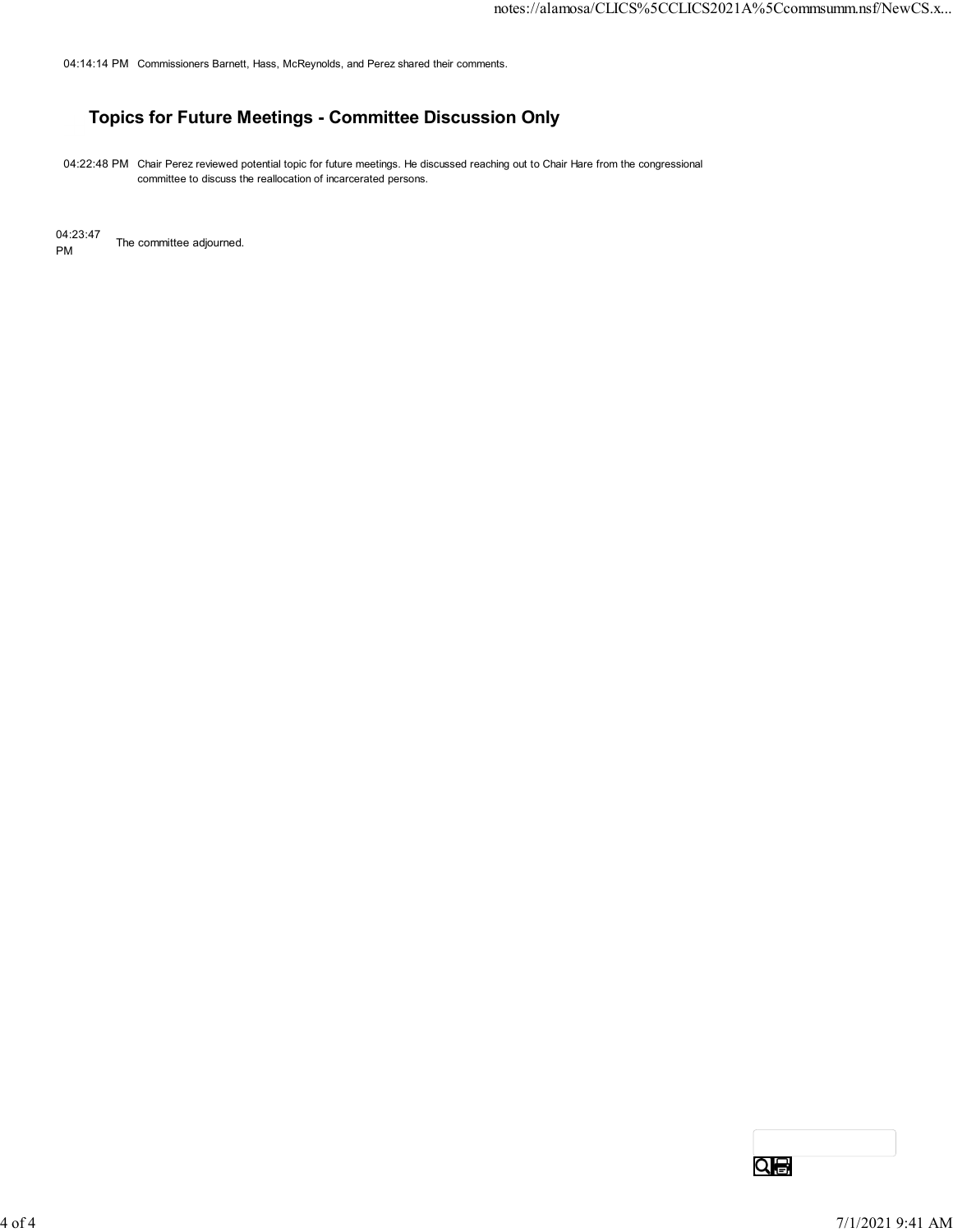04:14:14 PM Commissioners Barnett, Hass, McReynolds, and Perez shared their comments.

## Topics for Future Meetings - Committee Discussion Only

04:22:48 PM Chair Perez reviewed potential topic for future meetings. He discussed reaching out to Chair Hare from the congressional committee to discuss the reallocation of incarcerated persons.

04:23:47 PM The committee adjourned.